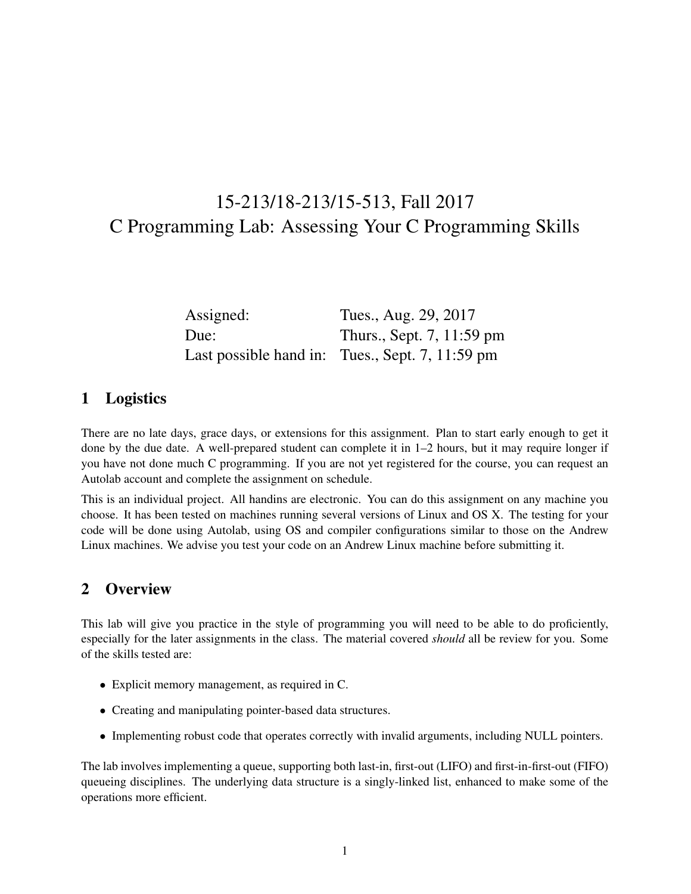# 15-213/18-213/15-513, Fall 2017
# C Programming Lab: Assessing Your C Programming Skills

| | |
|---|---|
| Assigned: | Tues., Aug. 29, 2017 |
| Due: | Thurs., Sept. 7, 11:59 pm |
| Last possible hand in: | Tues., Sept. 7, 11:59 pm |

## 1 Logistics

There are no late days, grace days, or extensions for this assignment. Plan to start early enough to get it done by the due date. A well-prepared student can complete it in 1–2 hours, but it may require longer if you have not done much C programming. If you are not yet registered for the course, you can request an Autolab account and complete the assignment on schedule.

This is an individual project. All handins are electronic. You can do this assignment on any machine you choose. It has been tested on machines running several versions of Linux and OS X. The testing for your code will be done using Autolab, using OS and compiler configurations similar to those on the Andrew Linux machines. We advise you test your code on an Andrew Linux machine before submitting it.

## 2 Overview

This lab will give you practice in the style of programming you will need to be able to do proficiently, especially for the later assignments in the class. The material covered *should* all be review for you. Some of the skills tested are:

- Explicit memory management, as required in C.
- Creating and manipulating pointer-based data structures.
- Implementing robust code that operates correctly with invalid arguments, including NULL pointers.

The lab involves implementing a queue, supporting both last-in, first-out (LIFO) and first-in-first-out (FIFO) queueing disciplines. The underlying data structure is a singly-linked list, enhanced to make some of the operations more efficient.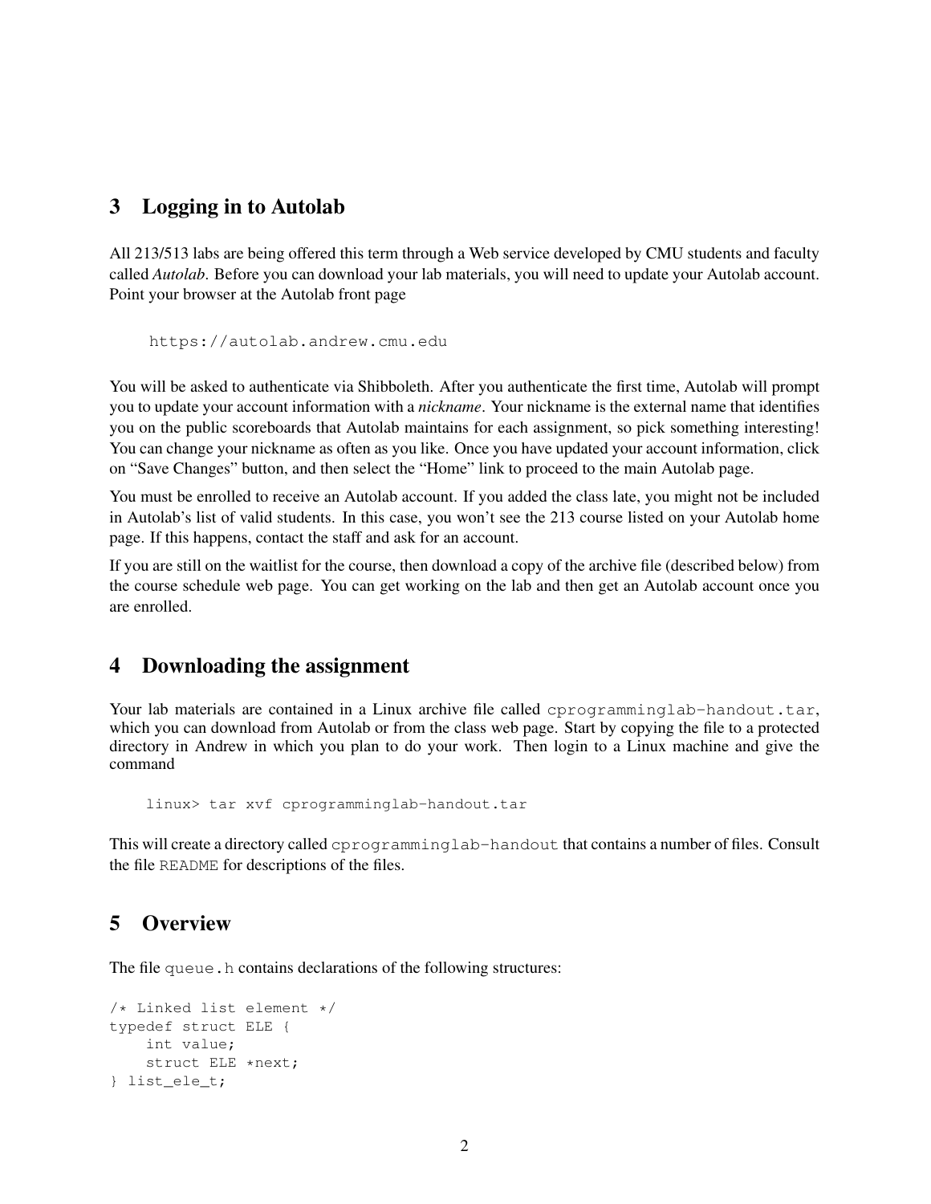## 3 Logging in to Autolab

All 213/513 labs are being offered this term through a Web service developed by CMU students and faculty called *Autolab*. Before you can download your lab materials, you will need to update your Autolab account. Point your browser at the Autolab front page

```
https://autolab.andrew.cmu.edu
```

You will be asked to authenticate via Shibboleth. After you authenticate the first time, Autolab will prompt you to update your account information with a *nickname*. Your nickname is the external name that identifies you on the public scoreboards that Autolab maintains for each assignment, so pick something interesting! You can change your nickname as often as you like. Once you have updated your account information, click on "Save Changes" button, and then select the "Home" link to proceed to the main Autolab page.

You must be enrolled to receive an Autolab account. If you added the class late, you might not be included in Autolab's list of valid students. In this case, you won't see the 213 course listed on your Autolab home page. If this happens, contact the staff and ask for an account.

If you are still on the waitlist for the course, then download a copy of the archive file (described below) from the course schedule web page. You can get working on the lab and then get an Autolab account once you are enrolled.

## 4 Downloading the assignment

Your lab materials are contained in a Linux archive file called `cprogramminglab-handout.tar`, which you can download from Autolab or from the class web page. Start by copying the file to a protected directory in Andrew in which you plan to do your work. Then login to a Linux machine and give the command

```
linux> tar xvf cprogramminglab-handout.tar
```

This will create a directory called `cprogramminglab-handout` that contains a number of files. Consult the file `README` for descriptions of the files.

## 5 Overview

The file `queue.h` contains declarations of the following structures:

```
/* Linked list element */
typedef struct ELE {
    int value;
    struct ELE *next;
} list_ele_t;
```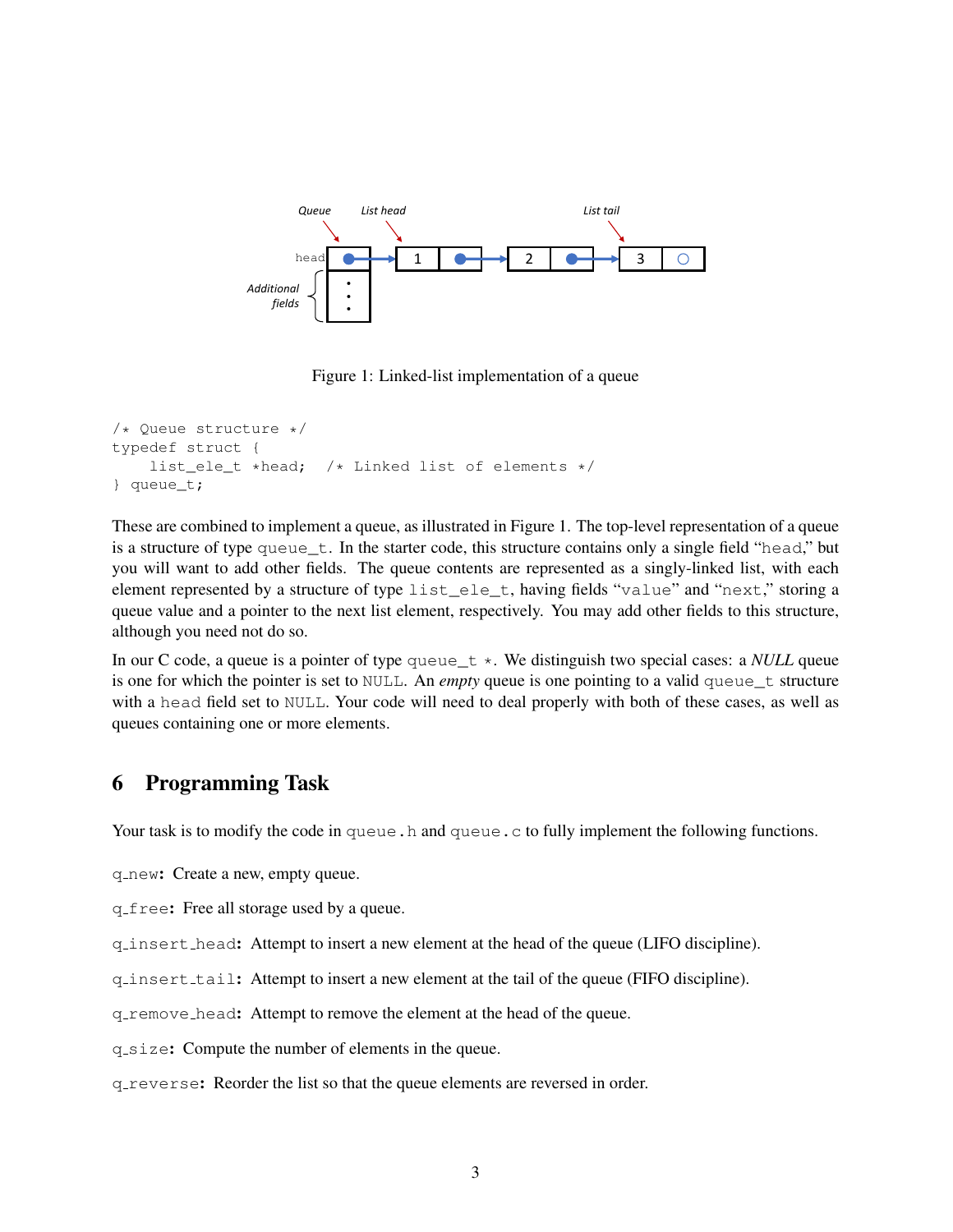Figure 1: Linked-list implementation of a queue

```
/* Queue structure */
typedef struct {
    list_ele_t *head;  /* Linked list of elements */
} queue_t;
```

These are combined to implement a queue, as illustrated in Figure 1. The top-level representation of a queue is a structure of type `queue_t`. In the starter code, this structure contains only a single field "`head`," but you will want to add other fields. The queue contents are represented as a singly-linked list, with each element represented by a structure of type `list_ele_t`, having fields "`value`" and "`next`," storing a queue value and a pointer to the next list element, respectively. You may add other fields to this structure, although you need not do so.

In our C code, a queue is a pointer of type `queue_t *`. We distinguish two special cases: a *NULL* queue is one for which the pointer is set to `NULL`. An *empty* queue is one pointing to a valid `queue_t` structure with a `head` field set to `NULL`. Your code will need to deal properly with both of these cases, as well as queues containing one or more elements.

## 6 Programming Task

Your task is to modify the code in `queue.h` and `queue.c` to fully implement the following functions.

**`q_new`:** Create a new, empty queue.

**`q_free`:** Free all storage used by a queue.

**`q_insert_head`:** Attempt to insert a new element at the head of the queue (LIFO discipline).

**`q_insert_tail`:** Attempt to insert a new element at the tail of the queue (FIFO discipline).

**`q_remove_head`:** Attempt to remove the element at the head of the queue.

**`q_size`:** Compute the number of elements in the queue.

**`q_reverse`:** Reorder the list so that the queue elements are reversed in order.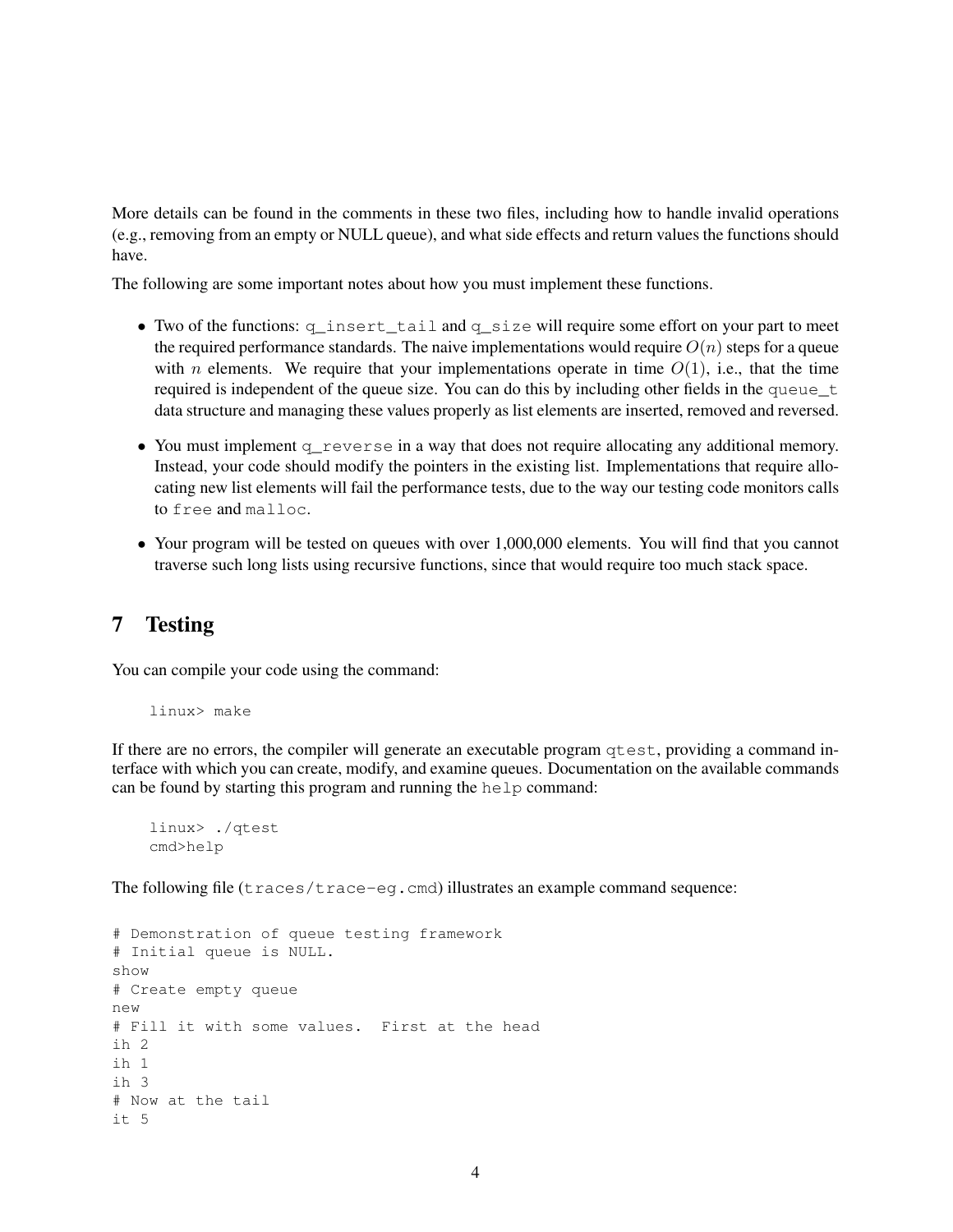More details can be found in the comments in these two files, including how to handle invalid operations (e.g., removing from an empty or NULL queue), and what side effects and return values the functions should have.

The following are some important notes about how you must implement these functions.

- Two of the functions: `q_insert_tail` and `q_size` will require some effort on your part to meet the required performance standards. The naive implementations would require $O(n)$ steps for a queue with $n$ elements. We require that your implementations operate in time $O(1)$, i.e., that the time required is independent of the queue size. You can do this by including other fields in the `queue_t` data structure and managing these values properly as list elements are inserted, removed and reversed.
- You must implement `q_reverse` in a way that does not require allocating any additional memory. Instead, your code should modify the pointers in the existing list. Implementations that require allocating new list elements will fail the performance tests, due to the way our testing code monitors calls to `free` and `malloc`.
- Your program will be tested on queues with over 1,000,000 elements. You will find that you cannot traverse such long lists using recursive functions, since that would require too much stack space.

# 7 Testing

You can compile your code using the command:

```
linux> make
```

If there are no errors, the compiler will generate an executable program `qtest`, providing a command interface with which you can create, modify, and examine queues. Documentation on the available commands can be found by starting this program and running the `help` command:

```
linux> ./qtest
cmd>help
```

The following file (`traces/trace-eg.cmd`) illustrates an example command sequence:

```
# Demonstration of queue testing framework
# Initial queue is NULL.
show
# Create empty queue
new
# Fill it with some values.  First at the head
ih 2
ih 1
ih 3
# Now at the tail
it 5
```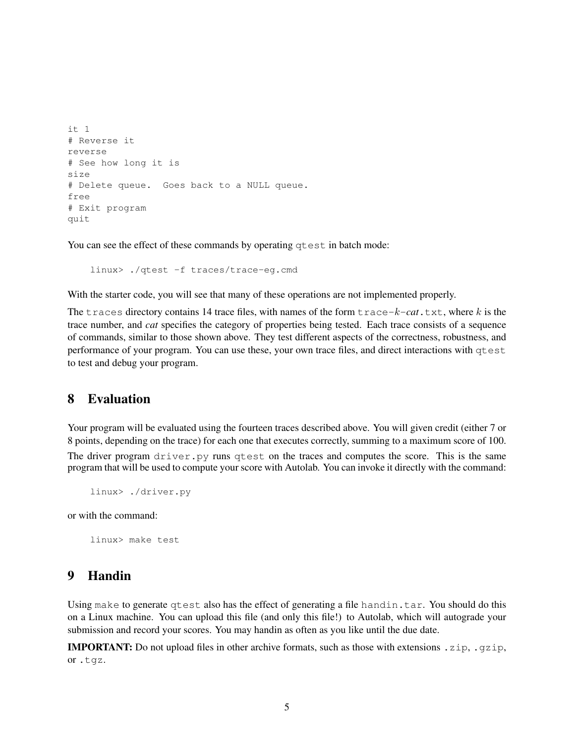```
it 1
# Reverse it
reverse
# See how long it is
size
# Delete queue.  Goes back to a NULL queue.
free
# Exit program
quit
```

You can see the effect of these commands by operating `qtest` in batch mode:

```
linux> ./qtest -f traces/trace-eg.cmd
```

With the starter code, you will see that many of these operations are not implemented properly.

The `traces` directory contains 14 trace files, with names of the form `trace-`*k*`-`***cat***`.txt`, where $k$ is the trace number, and *cat* specifies the category of properties being tested. Each trace consists of a sequence of commands, similar to those shown above. They test different aspects of the correctness, robustness, and performance of your program. You can use these, your own trace files, and direct interactions with `qtest` to test and debug your program.

## 8 Evaluation

Your program will be evaluated using the fourteen traces described above. You will given credit (either 7 or 8 points, depending on the trace) for each one that executes correctly, summing to a maximum score of 100.

The driver program `driver.py` runs `qtest` on the traces and computes the score. This is the same program that will be used to compute your score with Autolab. You can invoke it directly with the command:

```
linux> ./driver.py
```

or with the command:

```
linux> make test
```

## 9 Handin

Using `make` to generate `qtest` also has the effect of generating a file `handin.tar`. You should do this on a Linux machine. You can upload this file (and only this file!) to Autolab, which will autograde your submission and record your scores. You may handin as often as you like until the due date.

**IMPORTANT:** Do not upload files in other archive formats, such as those with extensions `.zip`, `.gzip`, or `.tgz`.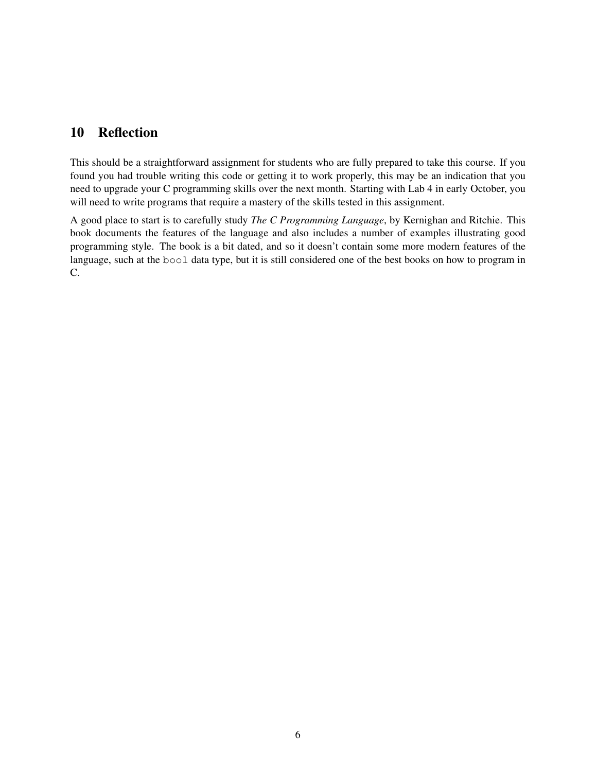## 10 Reflection

This should be a straightforward assignment for students who are fully prepared to take this course. If you found you had trouble writing this code or getting it to work properly, this may be an indication that you need to upgrade your C programming skills over the next month. Starting with Lab 4 in early October, you will need to write programs that require a mastery of the skills tested in this assignment.

A good place to start is to carefully study *The C Programming Language*, by Kernighan and Ritchie. This book documents the features of the language and also includes a number of examples illustrating good programming style. The book is a bit dated, and so it doesn't contain some more modern features of the language, such at the `bool` data type, but it is still considered one of the best books on how to program in C.